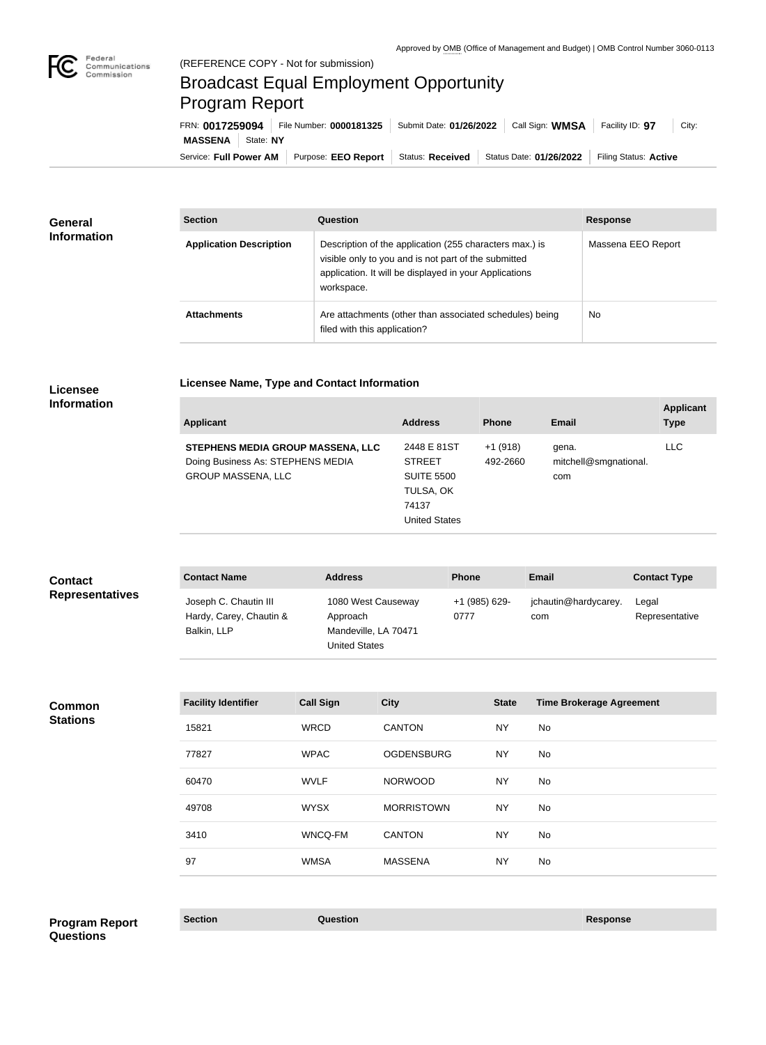Approved by OMB (Office of Management and Budget) | OMB Control Number 3060-0113

(REFERENCE COPY - Not for submission)

# Broadcast Equal Employment Opportunity Program Report

FRN: **0017259094** | File Number: **0000181325** | Submit Date: **01/26/2022** | Call Sign: **WMSA** | Facility ID: **97** | City: **MASSENA** | State: **NY**

Service: **Full Power AM** | Purpose: **EEO Report** | Status: **Received** | Status Date: **01/26/2022** | Filing Status: **Active**

## General Information

| Section | Question | Response |
|---|---|---|
| **Application Description** | Description of the application (255 characters max.) is visible only to you and is not part of the submitted application. It will be displayed in your Applications workspace. | Massena EEO Report |
| **Attachments** | Are attachments (other than associated schedules) being filed with this application? | No |

## Licensee Information

### Licensee Name, Type and Contact Information

| Applicant | Address | Phone | Email | Applicant Type |
|---|---|---|---|---|
| **STEPHENS MEDIA GROUP MASSENA, LLC** Doing Business As: STEPHENS MEDIA GROUP MASSENA, LLC | 2448 E 81ST STREET SUITE 5500 TULSA, OK 74137 United States | +1 (918) 492-2660 | gena.mitchell@smgnational.com | LLC |

## Contact Representatives

| Contact Name | Address | Phone | Email | Contact Type |
|---|---|---|---|---|
| Joseph C. Chautin III Hardy, Carey, Chautin & Balkin, LLP | 1080 West Causeway Approach Mandeville, LA 70471 United States | +1 (985) 629-0777 | jchautin@hardycarey.com | Legal Representative |

## Common Stations

| Facility Identifier | Call Sign | City | State | Time Brokerage Agreement |
|---|---|---|---|---|
| 15821 | WRCD | CANTON | NY | No |
| 77827 | WPAC | OGDENSBURG | NY | No |
| 60470 | WVLF | NORWOOD | NY | No |
| 49708 | WYSX | MORRISTOWN | NY | No |
| 3410 | WNCQ-FM | CANTON | NY | No |
| 97 | WMSA | MASSENA | NY | No |

## Program Report Questions

| Section | Question | Response |
|---|---|---|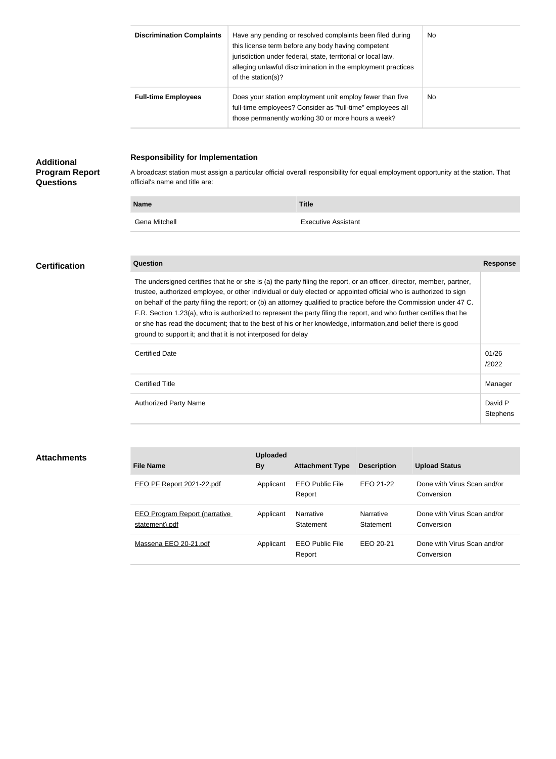| | | |
|---|---|---|
| **Discrimination Complaints** | Have any pending or resolved complaints been filed during this license term before any body having competent jurisdiction under federal, state, territorial or local law, alleging unlawful discrimination in the employment practices of the station(s)? | No |
| **Full-time Employees** | Does your station employment unit employ fewer than five full-time employees? Consider as "full-time" employees all those permanently working 30 or more hours a week? | No |

## Additional Program Report Questions

### Responsibility for Implementation

A broadcast station must assign a particular official overall responsibility for equal employment opportunity at the station. That official's name and title are:

| Name | Title |
|---|---|
| Gena Mitchell | Executive Assistant |

## Certification

| Question | Response |
|---|---|
| The undersigned certifies that he or she is (a) the party filing the report, or an officer, director, member, partner, trustee, authorized employee, or other individual or duly elected or appointed official who is authorized to sign on behalf of the party filing the report; or (b) an attorney qualified to practice before the Commission under 47 C. F.R. Section 1.23(a), who is authorized to represent the party filing the report, and who further certifies that he or she has read the document; that to the best of his or her knowledge, information,and belief there is good ground to support it; and that it is not interposed for delay | |
| Certified Date | 01/26/2022 |
| Certified Title | Manager |
| Authorized Party Name | David P Stephens |

## Attachments

| File Name | Uploaded By | Attachment Type | Description | Upload Status |
|---|---|---|---|---|
| EEO PF Report 2021-22.pdf | Applicant | EEO Public File Report | EEO 21-22 | Done with Virus Scan and/or Conversion |
| EEO Program Report (narrative statement).pdf | Applicant | Narrative Statement | Narrative Statement | Done with Virus Scan and/or Conversion |
| Massena EEO 20-21.pdf | Applicant | EEO Public File Report | EEO 20-21 | Done with Virus Scan and/or Conversion |